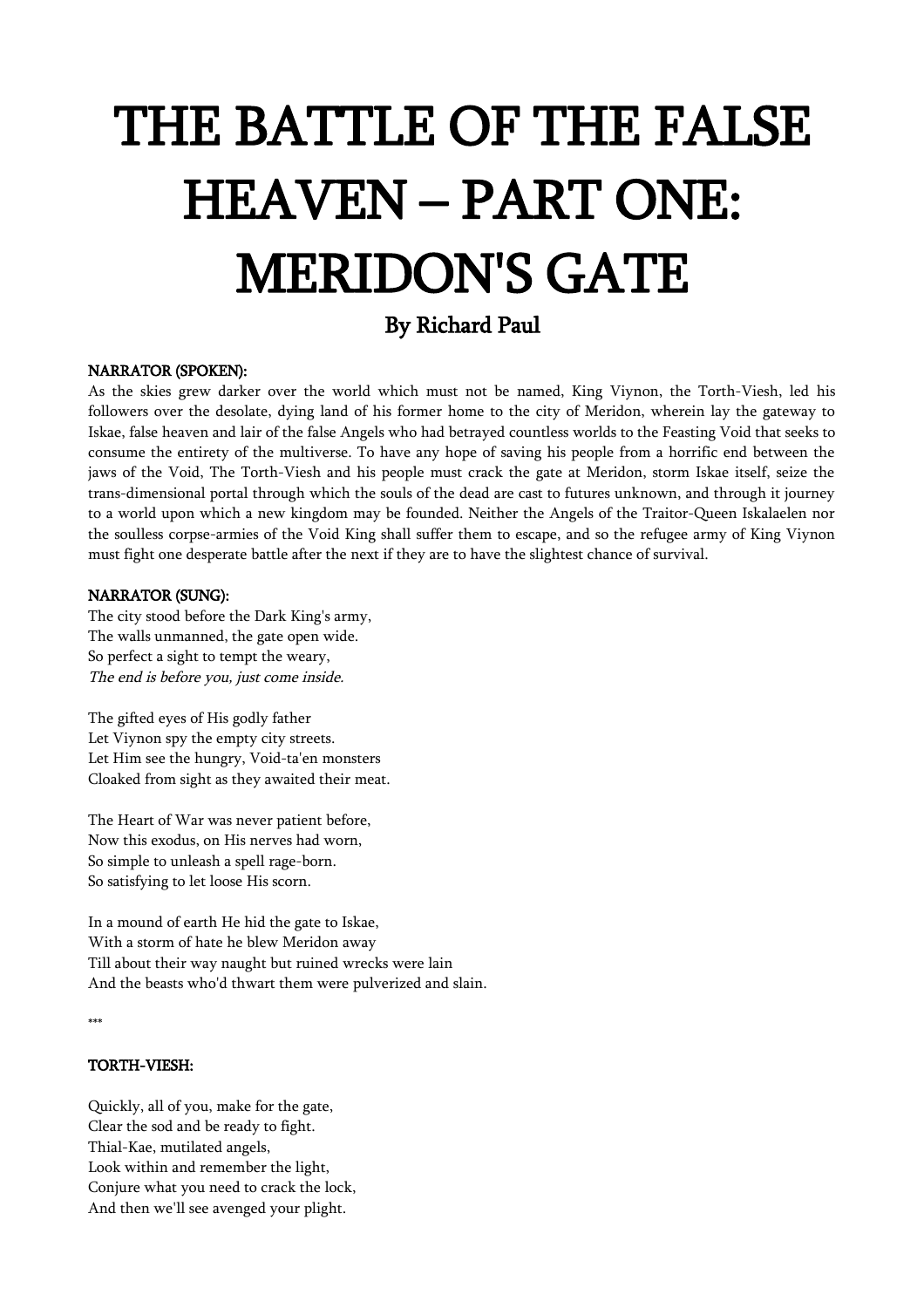# THE BATTLE OF THE FALSE HEAVEN – PART ONE: MERIDON'S GATE

## By Richard Paul

**NARRATOR (SPOKEN):**

As the skies grew darker over the world which must not be named, King Viynon, the Torth-Viesh, led his followers over the desolate, dying land of his former home to the city of Meridon, wherein lay the gateway to Iskae, false heaven and lair of the false Angels who had betrayed countless worlds to the Feasting Void that seeks to consume the entirety of the multiverse. To have any hope of saving his people from a horrific end between the jaws of the Void, The Torth-Viesh and his people must crack the gate at Meridon, storm Iskae itself, seize the trans-dimensional portal through which the souls of the dead are cast to futures unknown, and through it journey to a world upon which a new kingdom may be founded. Neither the Angels of the Traitor-Queen Iskalaelen nor the soulless corpse-armies of the Void King shall suffer them to escape, and so the refugee army of King Viynon must fight one desperate battle after the next if they are to have the slightest chance of survival.

**NARRATOR (SUNG):**

The city stood before the Dark King's army,
The walls unmanned, the gate open wide.
So perfect a sight to tempt the weary,
*The end is before you, just come inside.*

The gifted eyes of His godly father
Let Viynon spy the empty city streets.
Let Him see the hungry, Void-ta'en monsters
Cloaked from sight as they awaited their meat.

The Heart of War was never patient before,
Now this exodus, on His nerves had worn,
So simple to unleash a spell rage-born.
So satisfying to let loose His scorn.

In a mound of earth He hid the gate to Iskae,
With a storm of hate he blew Meridon away
Till about their way naught but ruined wrecks were lain
And the beasts who'd thwart them were pulverized and slain.

\*\*\*

**TORTH-VIESH:**

Quickly, all of you, make for the gate,
Clear the sod and be ready to fight.
Thial-Kae, mutilated angels,
Look within and remember the light,
Conjure what you need to crack the lock,
And then we'll see avenged your plight.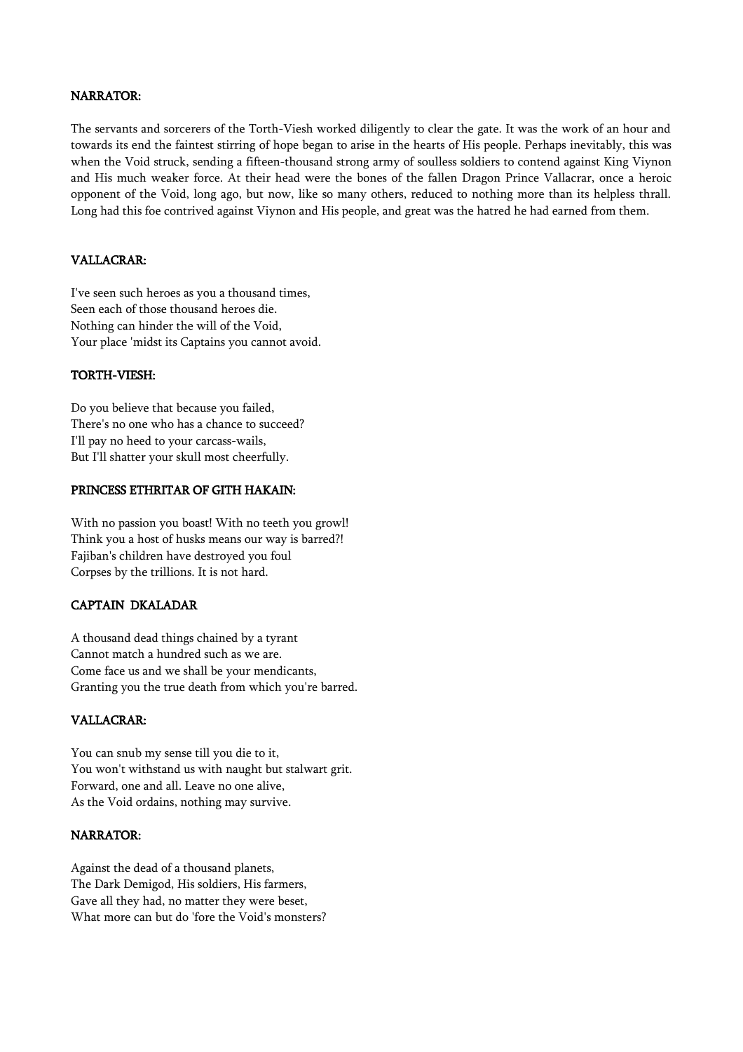**NARRATOR:**

The servants and sorcerers of the Torth-Viesh worked diligently to clear the gate. It was the work of an hour and towards its end the faintest stirring of hope began to arise in the hearts of His people. Perhaps inevitably, this was when the Void struck, sending a fifteen-thousand strong army of soulless soldiers to contend against King Viynon and His much weaker force. At their head were the bones of the fallen Dragon Prince Vallacrar, once a heroic opponent of the Void, long ago, but now, like so many others, reduced to nothing more than its helpless thrall. Long had this foe contrived against Viynon and His people, and great was the hatred he had earned from them.

**VALLACRAR:**

I've seen such heroes as you a thousand times,
Seen each of those thousand heroes die.
Nothing can hinder the will of the Void,
Your place 'midst its Captains you cannot avoid.

**TORTH-VIESH:**

Do you believe that because you failed,
There's no one who has a chance to succeed?
I'll pay no heed to your carcass-wails,
But I'll shatter your skull most cheerfully.

**PRINCESS ETHRITAR OF GITH HAKAIN:**

With no passion you boast! With no teeth you growl!
Think you a host of husks means our way is barred?!
Fajiban's children have destroyed you foul
Corpses by the trillions. It is not hard.

**CAPTAIN DKALADAR**

A thousand dead things chained by a tyrant
Cannot match a hundred such as we are.
Come face us and we shall be your mendicants,
Granting you the true death from which you're barred.

**VALLACRAR:**

You can snub my sense till you die to it,
You won't withstand us with naught but stalwart grit.
Forward, one and all. Leave no one alive,
As the Void ordains, nothing may survive.

**NARRATOR:**

Against the dead of a thousand planets,
The Dark Demigod, His soldiers, His farmers,
Gave all they had, no matter they were beset,
What more can but do 'fore the Void's monsters?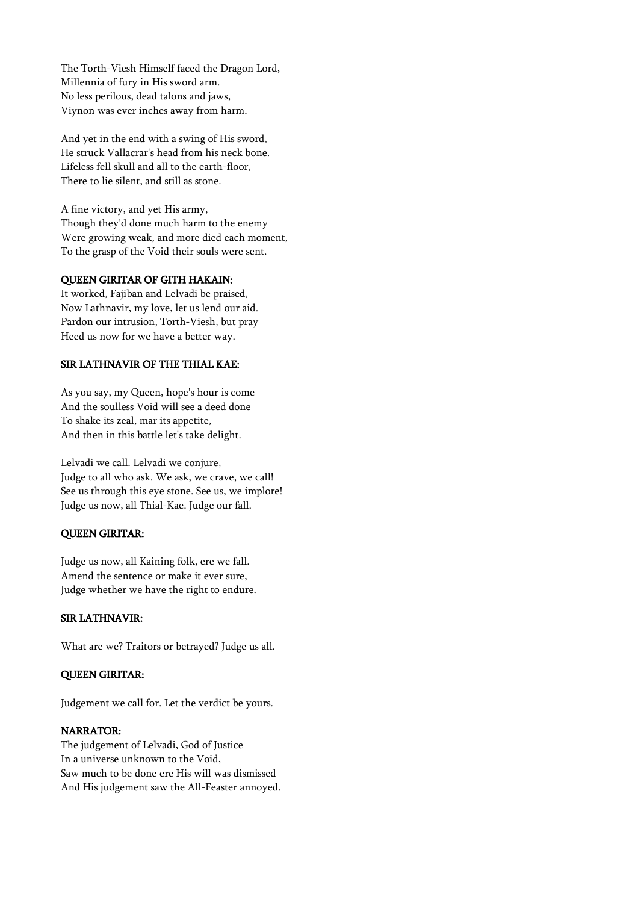The Torth-Viesh Himself faced the Dragon Lord,
Millennia of fury in His sword arm.
No less perilous, dead talons and jaws,
Viynon was ever inches away from harm.

And yet in the end with a swing of His sword,
He struck Vallacrar's head from his neck bone.
Lifeless fell skull and all to the earth-floor,
There to lie silent, and still as stone.

A fine victory, and yet His army,
Though they'd done much harm to the enemy
Were growing weak, and more died each moment,
To the grasp of the Void their souls were sent.

**QUEEN GIRITAR OF GITH HAKAIN:**

It worked, Fajiban and Lelvadi be praised,
Now Lathnavir, my love, let us lend our aid.
Pardon our intrusion, Torth-Viesh, but pray
Heed us now for we have a better way.

**SIR LATHNAVIR OF THE THIAL KAE:**

As you say, my Queen, hope's hour is come
And the soulless Void will see a deed done
To shake its zeal, mar its appetite,
And then in this battle let's take delight.

Lelvadi we call. Lelvadi we conjure,
Judge to all who ask. We ask, we crave, we call!
See us through this eye stone. See us, we implore!
Judge us now, all Thial-Kae. Judge our fall.

**QUEEN GIRITAR:**

Judge us now, all Kaining folk, ere we fall.
Amend the sentence or make it ever sure,
Judge whether we have the right to endure.

**SIR LATHNAVIR:**

What are we? Traitors or betrayed? Judge us all.

**QUEEN GIRITAR:**

Judgement we call for. Let the verdict be yours.

**NARRATOR:**

The judgement of Lelvadi, God of Justice
In a universe unknown to the Void,
Saw much to be done ere His will was dismissed
And His judgement saw the All-Feaster annoyed.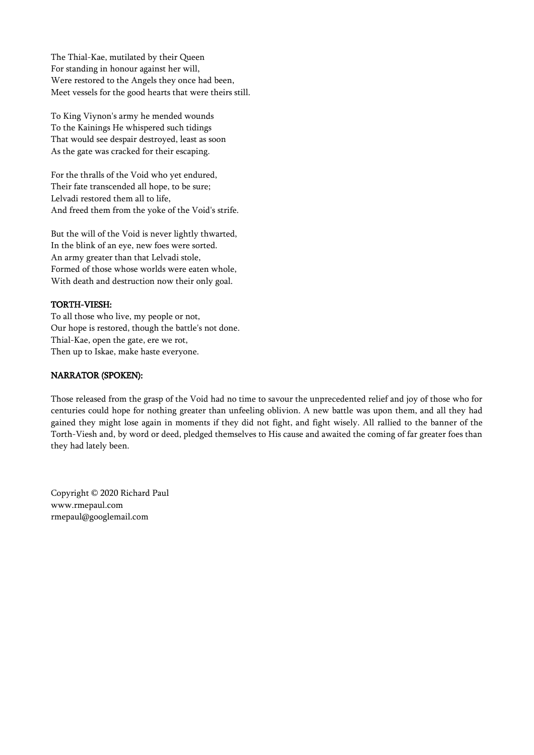The Thial-Kae, mutilated by their Queen
For standing in honour against her will,
Were restored to the Angels they once had been,
Meet vessels for the good hearts that were theirs still.

To King Viynon's army he mended wounds
To the Kainings He whispered such tidings
That would see despair destroyed, least as soon
As the gate was cracked for their escaping.

For the thralls of the Void who yet endured,
Their fate transcended all hope, to be sure;
Lelvadi restored them all to life,
And freed them from the yoke of the Void's strife.

But the will of the Void is never lightly thwarted,
In the blink of an eye, new foes were sorted.
An army greater than that Lelvadi stole,
Formed of those whose worlds were eaten whole,
With death and destruction now their only goal.

**TORTH-VIESH:**

To all those who live, my people or not,
Our hope is restored, though the battle's not done.
Thial-Kae, open the gate, ere we rot,
Then up to Iskae, make haste everyone.

**NARRATOR (SPOKEN):**

Those released from the grasp of the Void had no time to savour the unprecedented relief and joy of those who for centuries could hope for nothing greater than unfeeling oblivion. A new battle was upon them, and all they had gained they might lose again in moments if they did not fight, and fight wisely. All rallied to the banner of the Torth-Viesh and, by word or deed, pledged themselves to His cause and awaited the coming of far greater foes than they had lately been.

Copyright © 2020 Richard Paul
www.rmepaul.com
rmepaul@googlemail.com